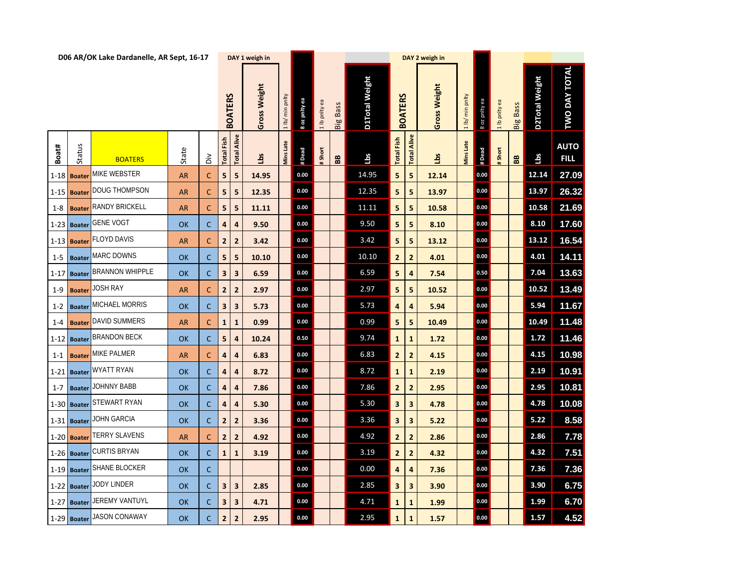# D06 AR/OK Lake Dardanelle, AR Sept, 16-17

| | | | | | DAY 1 weigh in | | | | | | | | | DAY 2 weigh in | | | | | | | | | |
|---|---|---|---|---|---|---|---|---|---|---|---|---|---|---|---|---|---|---|---|---|---|---|---|
| | | | | | BOATERS | | Gross Weight | 1 lb/ min pnlty | 8 oz pnlty ea | 1 lb pnlty ea | Big Bass | D1Total Weight | BOATERS | | Gross Weight | 1 lb/ min pnlty | 8 oz pnlty ea | 1 lb pnlty ea | Big Bass | D2Total Weight | TWO DAY TOTAL |
| Boat# | Status | BOATERS | State | Div | Total Fish | Total Alive | Lbs | Mins Late | # Dead | # Short | BB | Lbs | Total Fish | Total Alive | Lbs | Mins Late | # Dead | # Short | BB | Lbs | AUTO FILL |
| 1-18 | Boater | MIKE WEBSTER | AR | C | 5 | 5 | 14.95 | | 0.00 | | | 14.95 | 5 | 5 | 12.14 | | 0.00 | | | 12.14 | 27.09 |
| 1-15 | Boater | DOUG THOMPSON | AR | C | 5 | 5 | 12.35 | | 0.00 | | | 12.35 | 5 | 5 | 13.97 | | 0.00 | | | 13.97 | 26.32 |
| 1-8 | Boater | RANDY BRICKELL | AR | C | 5 | 5 | 11.11 | | 0.00 | | | 11.11 | 5 | 5 | 10.58 | | 0.00 | | | 10.58 | 21.69 |
| 1-23 | Boater | GENE VOGT | OK | C | 4 | 4 | 9.50 | | 0.00 | | | 9.50 | 5 | 5 | 8.10 | | 0.00 | | | 8.10 | 17.60 |
| 1-13 | Boater | FLOYD DAVIS | AR | C | 2 | 2 | 3.42 | | 0.00 | | | 3.42 | 5 | 5 | 13.12 | | 0.00 | | | 13.12 | 16.54 |
| 1-5 | Boater | MARC DOWNS | OK | C | 5 | 5 | 10.10 | | 0.00 | | | 10.10 | 2 | 2 | 4.01 | | 0.00 | | | 4.01 | 14.11 |
| 1-17 | Boater | BRANNON WHIPPLE | OK | C | 3 | 3 | 6.59 | | 0.00 | | | 6.59 | 5 | 4 | 7.54 | | 0.50 | | | 7.04 | 13.63 |
| 1-9 | Boater | JOSH RAY | AR | C | 2 | 2 | 2.97 | | 0.00 | | | 2.97 | 5 | 5 | 10.52 | | 0.00 | | | 10.52 | 13.49 |
| 1-2 | Boater | MICHAEL MORRIS | OK | C | 3 | 3 | 5.73 | | 0.00 | | | 5.73 | 4 | 4 | 5.94 | | 0.00 | | | 5.94 | 11.67 |
| 1-4 | Boater | DAVID SUMMERS | AR | C | 1 | 1 | 0.99 | | 0.00 | | | 0.99 | 5 | 5 | 10.49 | | 0.00 | | | 10.49 | 11.48 |
| 1-12 | Boater | BRANDON BECK | OK | C | 5 | 4 | 10.24 | | 0.50 | | | 9.74 | 1 | 1 | 1.72 | | 0.00 | | | 1.72 | 11.46 |
| 1-1 | Boater | MIKE PALMER | AR | C | 4 | 4 | 6.83 | | 0.00 | | | 6.83 | 2 | 2 | 4.15 | | 0.00 | | | 4.15 | 10.98 |
| 1-21 | Boater | WYATT RYAN | OK | C | 4 | 4 | 8.72 | | 0.00 | | | 8.72 | 1 | 1 | 2.19 | | 0.00 | | | 2.19 | 10.91 |
| 1-7 | Boater | JOHNNY BABB | OK | C | 4 | 4 | 7.86 | | 0.00 | | | 7.86 | 2 | 2 | 2.95 | | 0.00 | | | 2.95 | 10.81 |
| 1-30 | Boater | STEWART RYAN | OK | C | 4 | 4 | 5.30 | | 0.00 | | | 5.30 | 3 | 3 | 4.78 | | 0.00 | | | 4.78 | 10.08 |
| 1-31 | Boater | JOHN GARCIA | OK | C | 2 | 2 | 3.36 | | 0.00 | | | 3.36 | 3 | 3 | 5.22 | | 0.00 | | | 5.22 | 8.58 |
| 1-20 | Boater | TERRY SLAVENS | AR | C | 2 | 2 | 4.92 | | 0.00 | | | 4.92 | 2 | 2 | 2.86 | | 0.00 | | | 2.86 | 7.78 |
| 1-26 | Boater | CURTIS BRYAN | OK | C | 1 | 1 | 3.19 | | 0.00 | | | 3.19 | 2 | 2 | 4.32 | | 0.00 | | | 4.32 | 7.51 |
| 1-19 | Boater | SHANE BLOCKER | OK | C | | | | | 0.00 | | | 0.00 | 4 | 4 | 7.36 | | 0.00 | | | 7.36 | 7.36 |
| 1-22 | Boater | JODY LINDER | OK | C | 3 | 3 | 2.85 | | 0.00 | | | 2.85 | 3 | 3 | 3.90 | | 0.00 | | | 3.90 | 6.75 |
| 1-27 | Boater | JEREMY VANTUYL | OK | C | 3 | 3 | 4.71 | | 0.00 | | | 4.71 | 1 | 1 | 1.99 | | 0.00 | | | 1.99 | 6.70 |
| 1-29 | Boater | JASON CONAWAY | OK | C | 2 | 2 | 2.95 | | 0.00 | | | 2.95 | 1 | 1 | 1.57 | | 0.00 | | | 1.57 | 4.52 |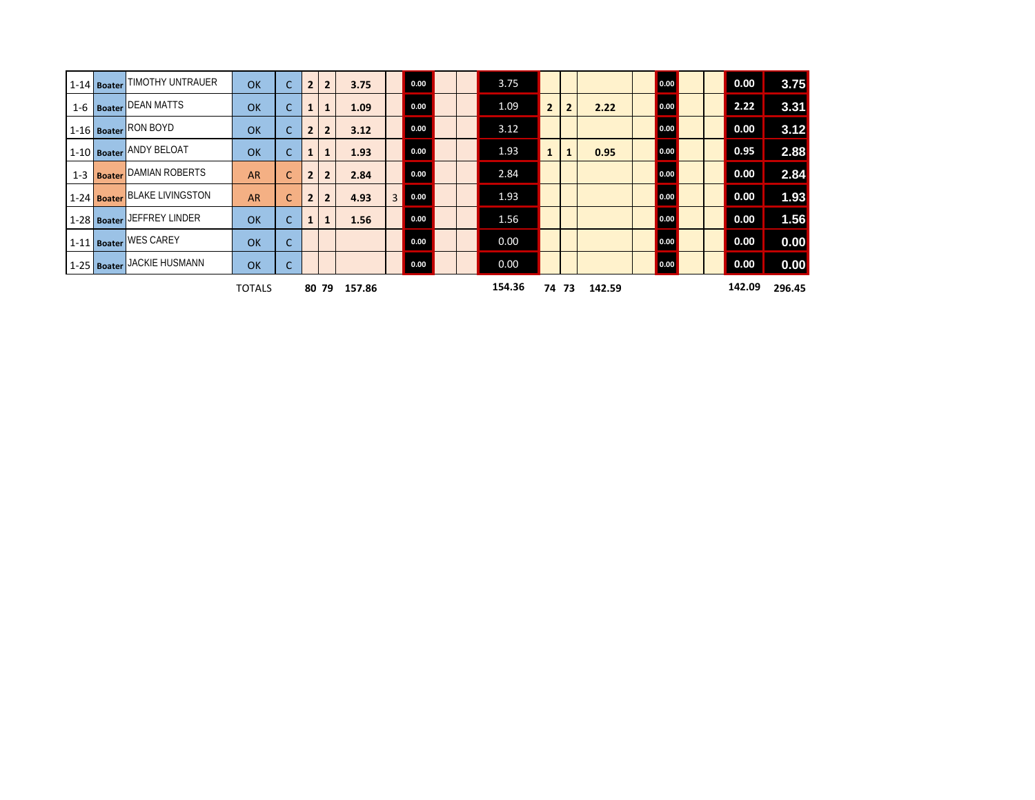| | | | | | | | | | | | | | | | | | | | | | | | |
|---|---|---|---|---|---|---|---|---|---|---|---|---|---|---|---|---|---|---|---|---|---|---|---|
| 1-14 | Boater | TIMOTHY UNTRAUER | OK | C | 2 | 2 | 3.75 | | 0.00 | | | 3.75 | | | | | 0.00 | | | 0.00 | 3.75 |
| 1-6 | Boater | DEAN MATTS | OK | C | 1 | 1 | 1.09 | | 0.00 | | | 1.09 | 2 | 2 | 2.22 | | 0.00 | | | 2.22 | 3.31 |
| 1-16 | Boater | RON BOYD | OK | C | 2 | 2 | 3.12 | | 0.00 | | | 3.12 | | | | | 0.00 | | | 0.00 | 3.12 |
| 1-10 | Boater | ANDY BELOAT | OK | C | 1 | 1 | 1.93 | | 0.00 | | | 1.93 | 1 | 1 | 0.95 | | 0.00 | | | 0.95 | 2.88 |
| 1-3 | Boater | DAMIAN ROBERTS | AR | C | 2 | 2 | 2.84 | | 0.00 | | | 2.84 | | | | | 0.00 | | | 0.00 | 2.84 |
| 1-24 | Boater | BLAKE LIVINGSTON | AR | C | 2 | 2 | 4.93 | 3 | 0.00 | | | 1.93 | | | | | 0.00 | | | 0.00 | 1.93 |
| 1-28 | Boater | JEFFREY LINDER | OK | C | 1 | 1 | 1.56 | | 0.00 | | | 1.56 | | | | | 0.00 | | | 0.00 | 1.56 |
| 1-11 | Boater | WES CAREY | OK | C | | | | | 0.00 | | | 0.00 | | | | | 0.00 | | | 0.00 | 0.00 |
| 1-25 | Boater | JACKIE HUSMANN | OK | C | | | | | 0.00 | | | 0.00 | | | | | 0.00 | | | 0.00 | 0.00 |
| | | | TOTALS | | 80 | 79 | 157.86 | | | | | 154.36 | 74 | 73 | 142.59 | | | | | 142.09 | 296.45 |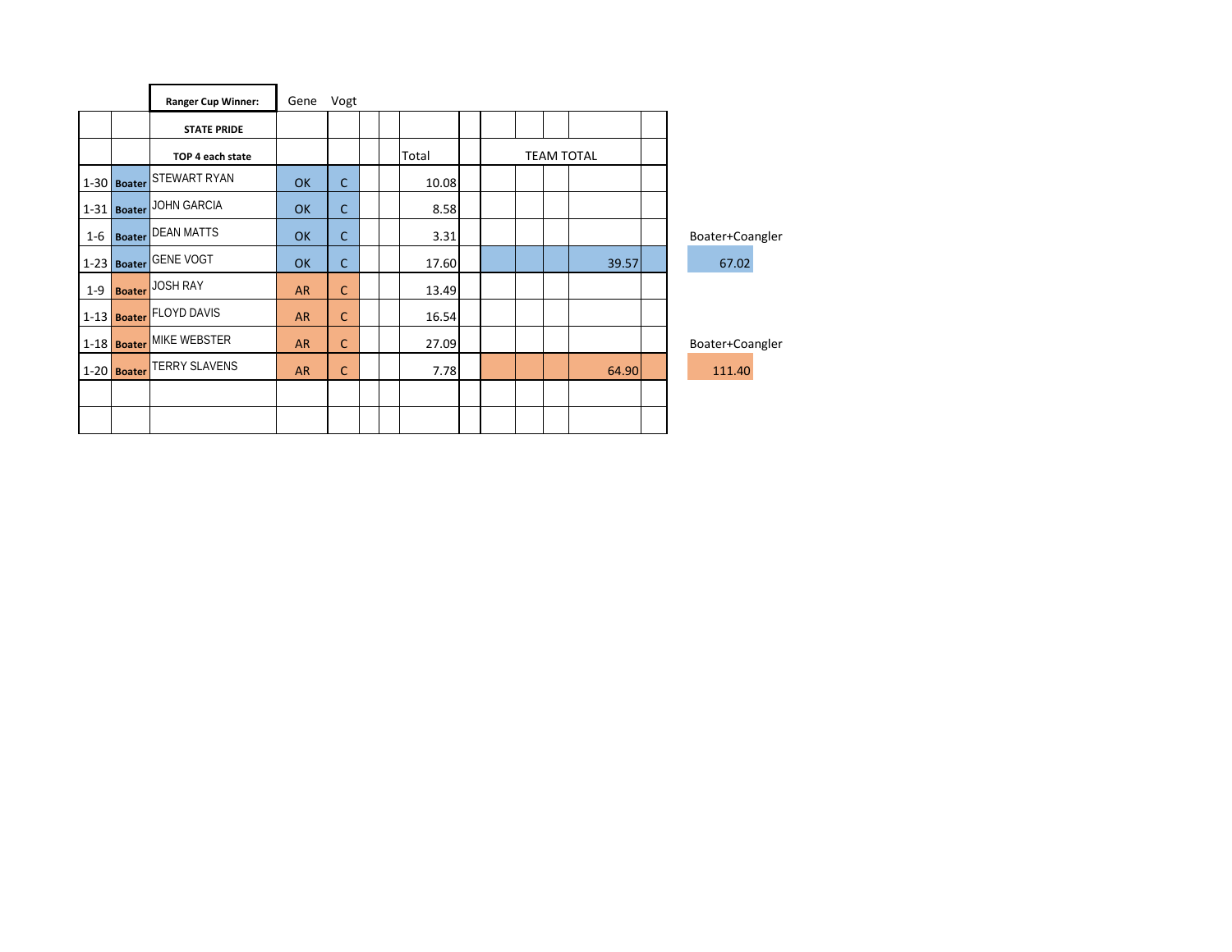| | | **Ranger Cup Winner:** | Gene | Vogt | | | | | | | | | | | |
|---|---|---|---|---|---|---|---|---|---|---|---|---|---|---|---|
| | | **STATE PRIDE** | | | | | | | | | | | | | |
| | | **TOP 4 each state** | | | | | Total | | TEAM TOTAL | | | | | | |
| 1-30 | **Boater** | STEWART RYAN | OK | C | | | 10.08 | | | | | | | | |
| 1-31 | **Boater** | JOHN GARCIA | OK | C | | | 8.58 | | | | | | | | |
| 1-6 | **Boater** | DEAN MATTS | OK | C | | | 3.31 | | | | | | | | Boater+Coangler |
| 1-23 | **Boater** | GENE VOGT | OK | C | | | 17.60 | | | | | 39.57 | | | 67.02 |
| 1-9 | **Boater** | JOSH RAY | AR | C | | | 13.49 | | | | | | | | |
| 1-13 | **Boater** | FLOYD DAVIS | AR | C | | | 16.54 | | | | | | | | |
| 1-18 | **Boater** | MIKE WEBSTER | AR | C | | | 27.09 | | | | | | | | Boater+Coangler |
| 1-20 | **Boater** | TERRY SLAVENS | AR | C | | | 7.78 | | | | | 64.90 | | | 111.40 |
| | | | | | | | | | | | | | | | |
| | | | | | | | | | | | | | | | |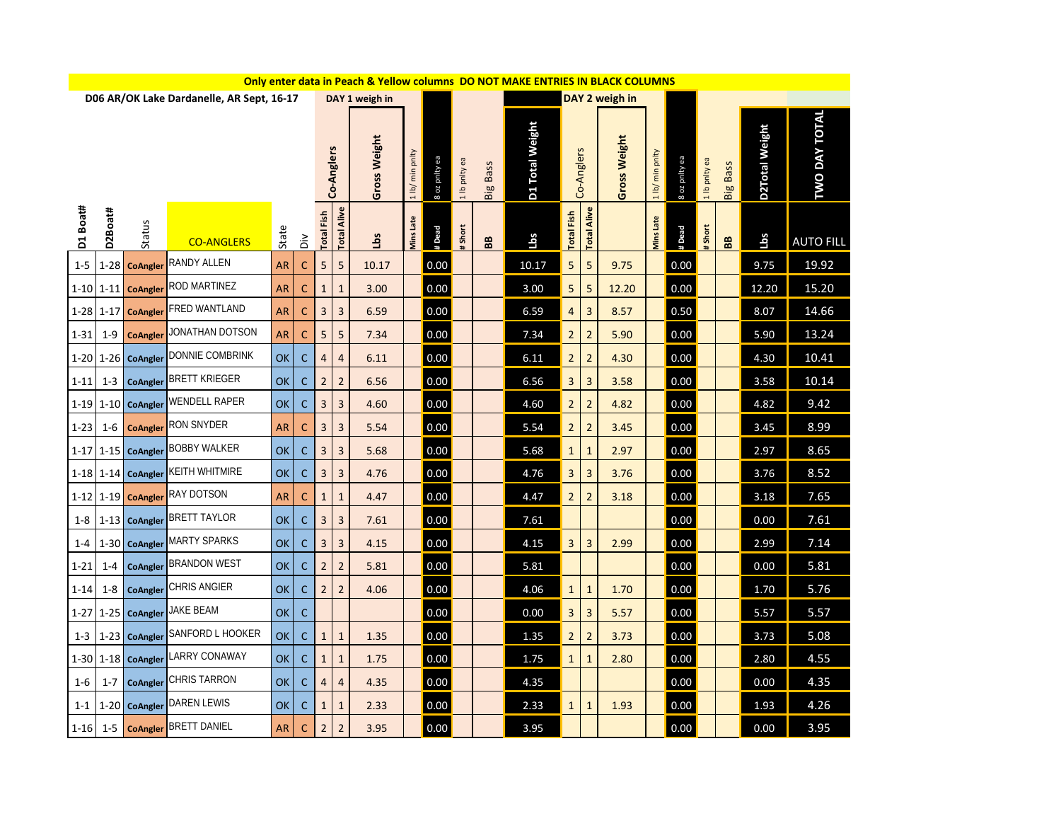**Only enter data in Peach & Yellow columns DO NOT MAKE ENTRIES IN BLACK COLUMNS**

D06 AR/OK Lake Dardanelle, AR Sept, 16-17

| | | | | | | DAY 1 weigh in | | | | | | | | DAY 2 weigh in | | | | | | | | | |
|---|---|---|---|---|---|---|---|---|---|---|---|---|---|---|---|---|---|---|---|---|---|---|---|
| | | | | | | Co-Anglers | | Gross Weight | 1 lb/ min pnlty | 8 oz pnlty ea | 1 lb pnlty ea | Big Bass | D1 Total Weight | Co-Anglers | | Gross Weight | 1 lb/ min pnlty | 8 oz pnlty ea | 1 lb pnlty ea | Big Bass | D2Total Weight | TWO DAY TOTAL |
| D1 Boat# | D2Boat# | Status | CO-ANGLERS | State | Div | Total Fish | Total Alive | Lbs | Mins Late | # Dead | # Short | BB | Lbs | Total Fish | Total Alive | Lbs | Mins Late | # Dead | # Short | BB | Lbs | AUTO FILL |
| 1-5 | 1-28 | CoAngler | RANDY ALLEN | AR | C | 5 | 5 | 10.17 | | 0.00 | | | 10.17 | 5 | 5 | 9.75 | | 0.00 | | | 9.75 | 19.92 |
| 1-10 | 1-11 | CoAngler | ROD MARTINEZ | AR | C | 1 | 1 | 3.00 | | 0.00 | | | 3.00 | 5 | 5 | 12.20 | | 0.00 | | | 12.20 | 15.20 |
| 1-28 | 1-17 | CoAngler | FRED WANTLAND | AR | C | 3 | 3 | 6.59 | | 0.00 | | | 6.59 | 4 | 3 | 8.57 | | 0.50 | | | 8.07 | 14.66 |
| 1-31 | 1-9 | CoAngler | JONATHAN DOTSON | AR | C | 5 | 5 | 7.34 | | 0.00 | | | 7.34 | 2 | 2 | 5.90 | | 0.00 | | | 5.90 | 13.24 |
| 1-20 | 1-26 | CoAngler | DONNIE COMBRINK | OK | C | 4 | 4 | 6.11 | | 0.00 | | | 6.11 | 2 | 2 | 4.30 | | 0.00 | | | 4.30 | 10.41 |
| 1-11 | 1-3 | CoAngler | BRETT KRIEGER | OK | C | 2 | 2 | 6.56 | | 0.00 | | | 6.56 | 3 | 3 | 3.58 | | 0.00 | | | 3.58 | 10.14 |
| 1-19 | 1-10 | CoAngler | WENDELL RAPER | OK | C | 3 | 3 | 4.60 | | 0.00 | | | 4.60 | 2 | 2 | 4.82 | | 0.00 | | | 4.82 | 9.42 |
| 1-23 | 1-6 | CoAngler | RON SNYDER | AR | C | 3 | 3 | 5.54 | | 0.00 | | | 5.54 | 2 | 2 | 3.45 | | 0.00 | | | 3.45 | 8.99 |
| 1-17 | 1-15 | CoAngler | BOBBY WALKER | OK | C | 3 | 3 | 5.68 | | 0.00 | | | 5.68 | 1 | 1 | 2.97 | | 0.00 | | | 2.97 | 8.65 |
| 1-18 | 1-14 | CoAngler | KEITH WHITMIRE | OK | C | 3 | 3 | 4.76 | | 0.00 | | | 4.76 | 3 | 3 | 3.76 | | 0.00 | | | 3.76 | 8.52 |
| 1-12 | 1-19 | CoAngler | RAY DOTSON | AR | C | 1 | 1 | 4.47 | | 0.00 | | | 4.47 | 2 | 2 | 3.18 | | 0.00 | | | 3.18 | 7.65 |
| 1-8 | 1-13 | CoAngler | BRETT TAYLOR | OK | C | 3 | 3 | 7.61 | | 0.00 | | | 7.61 | | | | | 0.00 | | | 0.00 | 7.61 |
| 1-4 | 1-30 | CoAngler | MARTY SPARKS | OK | C | 3 | 3 | 4.15 | | 0.00 | | | 4.15 | 3 | 3 | 2.99 | | 0.00 | | | 2.99 | 7.14 |
| 1-21 | 1-4 | CoAngler | BRANDON WEST | OK | C | 2 | 2 | 5.81 | | 0.00 | | | 5.81 | | | | | 0.00 | | | 0.00 | 5.81 |
| 1-14 | 1-8 | CoAngler | CHRIS ANGIER | OK | C | 2 | 2 | 4.06 | | 0.00 | | | 4.06 | 1 | 1 | 1.70 | | 0.00 | | | 1.70 | 5.76 |
| 1-27 | 1-25 | CoAngler | JAKE BEAM | OK | C | | | | | 0.00 | | | 0.00 | 3 | 3 | 5.57 | | 0.00 | | | 5.57 | 5.57 |
| 1-3 | 1-23 | CoAngler | SANFORD L HOOKER | OK | C | 1 | 1 | 1.35 | | 0.00 | | | 1.35 | 2 | 2 | 3.73 | | 0.00 | | | 3.73 | 5.08 |
| 1-30 | 1-18 | CoAngler | LARRY CONAWAY | OK | C | 1 | 1 | 1.75 | | 0.00 | | | 1.75 | 1 | 1 | 2.80 | | 0.00 | | | 2.80 | 4.55 |
| 1-6 | 1-7 | CoAngler | CHRIS TARRON | OK | C | 4 | 4 | 4.35 | | 0.00 | | | 4.35 | | | | | 0.00 | | | 0.00 | 4.35 |
| 1-1 | 1-20 | CoAngler | DAREN LEWIS | OK | C | 1 | 1 | 2.33 | | 0.00 | | | 2.33 | 1 | 1 | 1.93 | | 0.00 | | | 1.93 | 4.26 |
| 1-16 | 1-5 | CoAngler | BRETT DANIEL | AR | C | 2 | 2 | 3.95 | | 0.00 | | | 3.95 | | | | | 0.00 | | | 0.00 | 3.95 |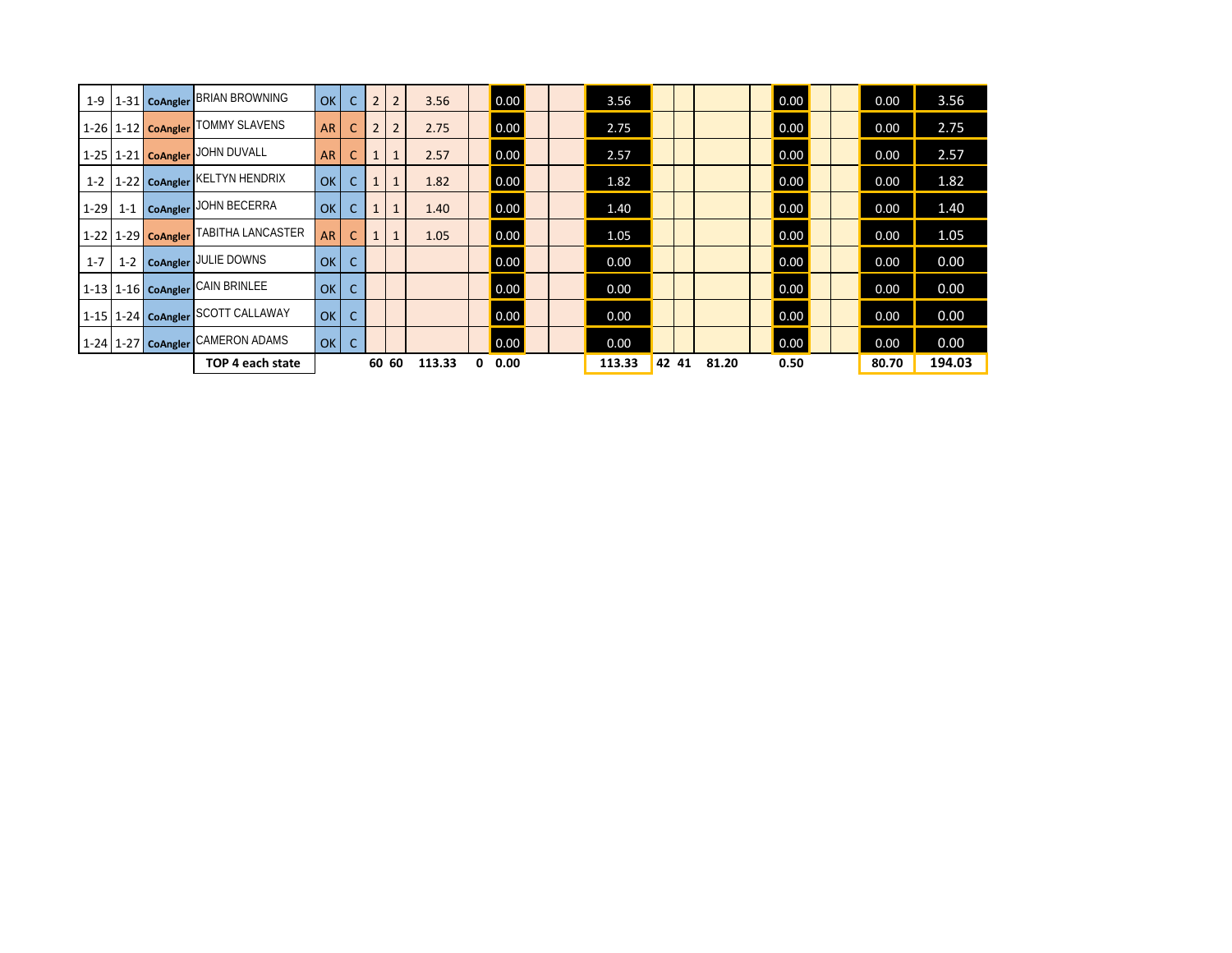| | | | | | | | | | | | | | | | | | | | | | | |
|---|---|---|---|---|---|---|---|---|---|---|---|---|---|---|---|---|---|---|---|---|---|---|
| 1-9 | 1-31 | CoAngler | BRIAN BROWNING | OK | C | 2 | 2 | 3.56 | | 0.00 | | | 3.56 | | | | | 0.00 | | | 0.00 | 3.56 |
| 1-26 | 1-12 | CoAngler | TOMMY SLAVENS | AR | C | 2 | 2 | 2.75 | | 0.00 | | | 2.75 | | | | | 0.00 | | | 0.00 | 2.75 |
| 1-25 | 1-21 | CoAngler | JOHN DUVALL | AR | C | 1 | 1 | 2.57 | | 0.00 | | | 2.57 | | | | | 0.00 | | | 0.00 | 2.57 |
| 1-2 | 1-22 | CoAngler | KELTYN HENDRIX | OK | C | 1 | 1 | 1.82 | | 0.00 | | | 1.82 | | | | | 0.00 | | | 0.00 | 1.82 |
| 1-29 | 1-1 | CoAngler | JOHN BECERRA | OK | C | 1 | 1 | 1.40 | | 0.00 | | | 1.40 | | | | | 0.00 | | | 0.00 | 1.40 |
| 1-22 | 1-29 | CoAngler | TABITHA LANCASTER | AR | C | 1 | 1 | 1.05 | | 0.00 | | | 1.05 | | | | | 0.00 | | | 0.00 | 1.05 |
| 1-7 | 1-2 | CoAngler | JULIE DOWNS | OK | C | | | | | 0.00 | | | 0.00 | | | | | 0.00 | | | 0.00 | 0.00 |
| 1-13 | 1-16 | CoAngler | CAIN BRINLEE | OK | C | | | | | 0.00 | | | 0.00 | | | | | 0.00 | | | 0.00 | 0.00 |
| 1-15 | 1-24 | CoAngler | SCOTT CALLAWAY | OK | C | | | | | 0.00 | | | 0.00 | | | | | 0.00 | | | 0.00 | 0.00 |
| 1-24 | 1-27 | CoAngler | CAMERON ADAMS | OK | C | | | | | 0.00 | | | 0.00 | | | | | 0.00 | | | 0.00 | 0.00 |
| | | | **TOP 4 each state** | | | **60** | **60** | **113.33** | **0** | **0.00** | | | **113.33** | **42** | **41** | **81.20** | | **0.50** | | | **80.70** | **194.03** |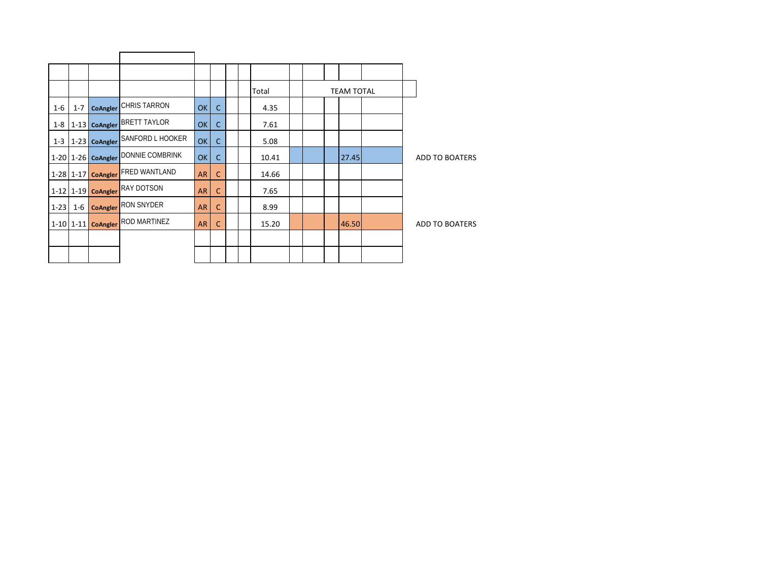| | | | | | | | | | | | | | | |
|---|---|---|---|---|---|---|---|---|---|---|---|---|---|---|
| | | | | | | | | Total | | TEAM TOTAL | | | | |
| 1-6 | 1-7 | CoAngler | CHRIS TARRON | OK | C | | | 4.35 | | | | | | |
| 1-8 | 1-13 | CoAngler | BRETT TAYLOR | OK | C | | | 7.61 | | | | | | |
| 1-3 | 1-23 | CoAngler | SANFORD L HOOKER | OK | C | | | 5.08 | | | | | | |
| 1-20 | 1-26 | CoAngler | DONNIE COMBRINK | OK | C | | | 10.41 | | | | 27.45 | | ADD TO BOATERS |
| 1-28 | 1-17 | CoAngler | FRED WANTLAND | AR | C | | | 14.66 | | | | | | |
| 1-12 | 1-19 | CoAngler | RAY DOTSON | AR | C | | | 7.65 | | | | | | |
| 1-23 | 1-6 | CoAngler | RON SNYDER | AR | C | | | 8.99 | | | | | | |
| 1-10 | 1-11 | CoAngler | ROD MARTINEZ | AR | C | | | 15.20 | | | | 46.50 | | ADD TO BOATERS |
| | | | | | | | | | | | | | | |
| | | | | | | | | | | | | | | |